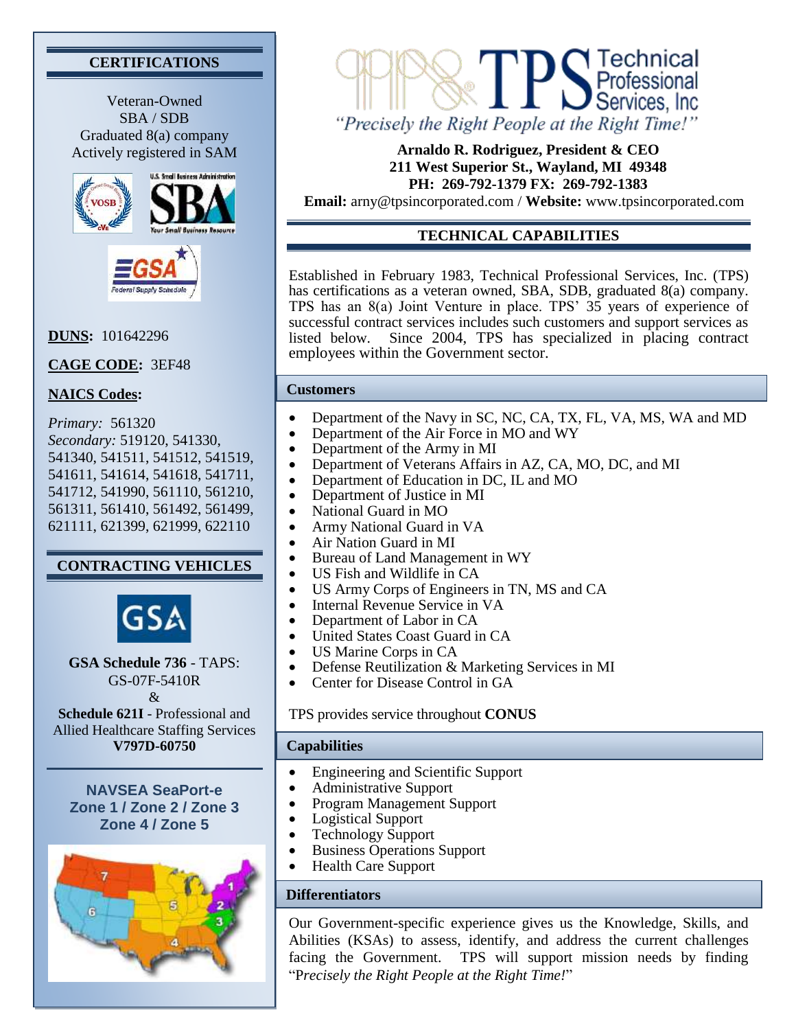# TPS Technical Professional Services, Inc

*"Precisely the Right People at the Right Time!"*

**Arnaldo R. Rodriguez, President & CEO**
**211 West Superior St., Wayland, MI 49348**
**PH: 269-792-1379 FX: 269-792-1383**
**Email:** arny@tpsincorporated.com / **Website:** www.tpsincorporated.com

## CERTIFICATIONS

Veteran-Owned
SBA / SDB
Graduated 8(a) company
Actively registered in SAM

**DUNS:** 101642296

**CAGE CODE:** 3EF48

**NAICS Codes:**

*Primary:* 561320
*Secondary:* 519120, 541330, 541340, 541511, 541512, 541519, 541611, 541614, 541618, 541711, 541712, 541990, 561110, 561210, 561311, 561410, 561492, 561499, 621111, 621399, 621999, 622110

## CONTRACTING VEHICLES

**GSA Schedule 736** - TAPS: GS-07F-5410R
&
**Schedule 621I** - Professional and Allied Healthcare Staffing Services
**V797D-60750**

**NAVSEA SeaPort-e**
**Zone 1 / Zone 2 / Zone 3**
**Zone 4 / Zone 5**

## TECHNICAL CAPABILITIES

Established in February 1983, Technical Professional Services, Inc. (TPS) has certifications as a veteran owned, SBA, SDB, graduated 8(a) company. TPS has an 8(a) Joint Venture in place. TPS' 35 years of experience of successful contract services includes such customers and support services as listed below. Since 2004, TPS has specialized in placing contract employees within the Government sector.

### Customers

- Department of the Navy in SC, NC, CA, TX, FL, VA, MS, WA and MD
- Department of the Air Force in MO and WY
- Department of the Army in MI
- Department of Veterans Affairs in AZ, CA, MO, DC, and MI
- Department of Education in DC, IL and MO
- Department of Justice in MI
- National Guard in MO
- Army National Guard in VA
- Air Nation Guard in MI
- Bureau of Land Management in WY
- US Fish and Wildlife in CA
- US Army Corps of Engineers in TN, MS and CA
- Internal Revenue Service in VA
- Department of Labor in CA
- United States Coast Guard in CA
- US Marine Corps in CA
- Defense Reutilization & Marketing Services in MI
- Center for Disease Control in GA

TPS provides service throughout **CONUS**

### Capabilities

- Engineering and Scientific Support
- Administrative Support
- Program Management Support
- Logistical Support
- Technology Support
- Business Operations Support
- Health Care Support

### Differentiators

Our Government-specific experience gives us the Knowledge, Skills, and Abilities (KSAs) to assess, identify, and address the current challenges facing the Government. TPS will support mission needs by finding "P*recisely the Right People at the Right Time!*"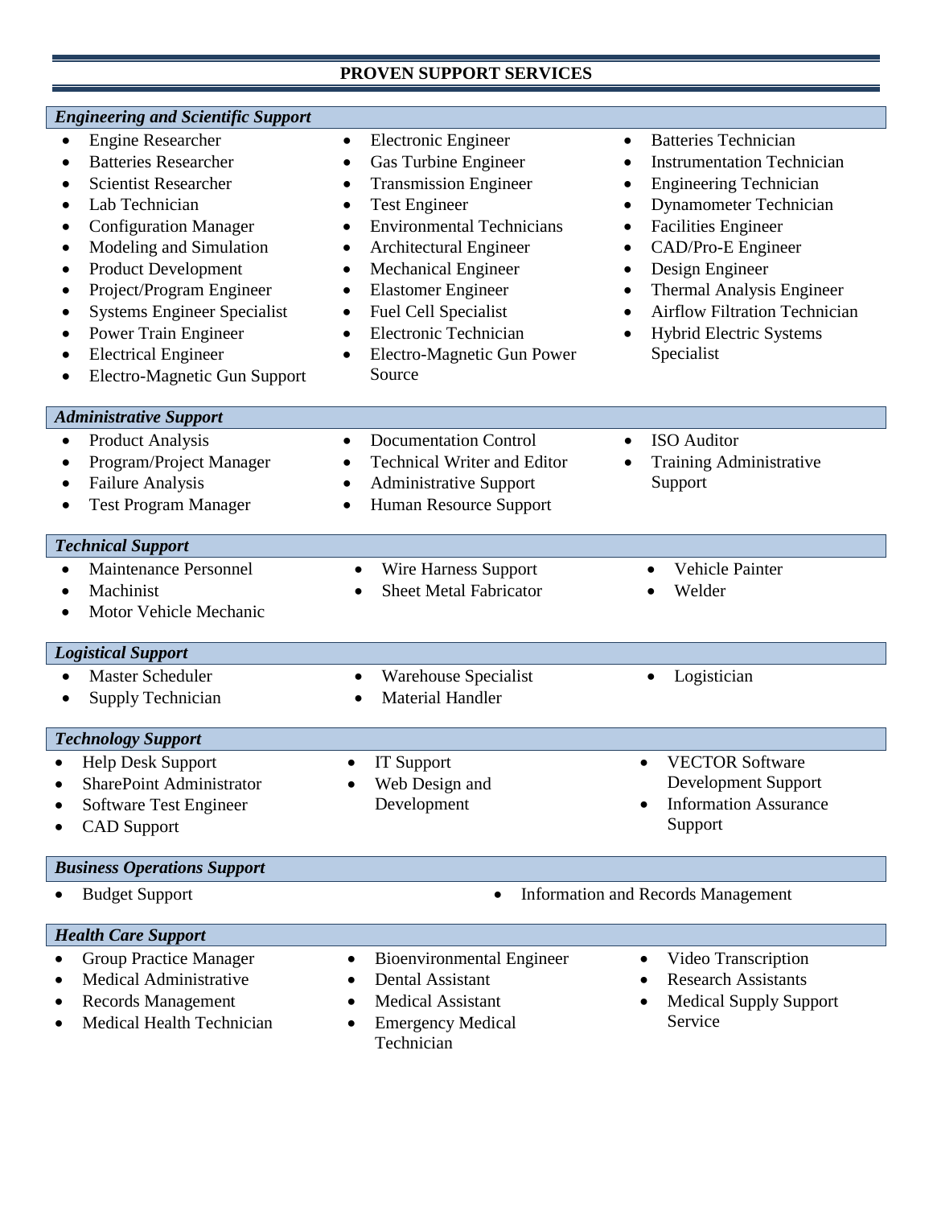## PROVEN SUPPORT SERVICES

### *Engineering and Scientific Support*

- Engine Researcher
- Batteries Researcher
- Scientist Researcher
- Lab Technician
- Configuration Manager
- Modeling and Simulation
- Product Development
- Project/Program Engineer
- Systems Engineer Specialist
- Power Train Engineer
- Electrical Engineer
- Electro-Magnetic Gun Support
- Electronic Engineer
- Gas Turbine Engineer
- Transmission Engineer
- Test Engineer
- Environmental Technicians
- Architectural Engineer
- Mechanical Engineer
- Elastomer Engineer
- Fuel Cell Specialist
- Electronic Technician
- Electro-Magnetic Gun Power Source
- Batteries Technician
- Instrumentation Technician
- Engineering Technician
- Dynamometer Technician
- Facilities Engineer
- CAD/Pro-E Engineer
- Design Engineer
- Thermal Analysis Engineer
- Airflow Filtration Technician
- Hybrid Electric Systems Specialist

### *Administrative Support*

- Product Analysis
- Program/Project Manager
- Failure Analysis
- Test Program Manager
- Documentation Control
- Technical Writer and Editor
- Administrative Support
- Human Resource Support
- ISO Auditor
- Training Administrative Support

### *Technical Support*

- Maintenance Personnel
- Machinist
- Motor Vehicle Mechanic
- Wire Harness Support
- Sheet Metal Fabricator
- Vehicle Painter
- Welder

### *Logistical Support*

- Master Scheduler
- Supply Technician
- Warehouse Specialist
- Material Handler
- Logistician

### *Technology Support*

- Help Desk Support
- SharePoint Administrator
- Software Test Engineer
- CAD Support
- IT Support
- Web Design and Development
- VECTOR Software Development Support
- Information Assurance Support

### *Business Operations Support*

- Budget Support
- Information and Records Management

### *Health Care Support*

- Group Practice Manager
- Medical Administrative
- Records Management
- Medical Health Technician
- Bioenvironmental Engineer
- Dental Assistant
- Medical Assistant
- Emergency Medical Technician
- Video Transcription
- Research Assistants
- Medical Supply Support Service